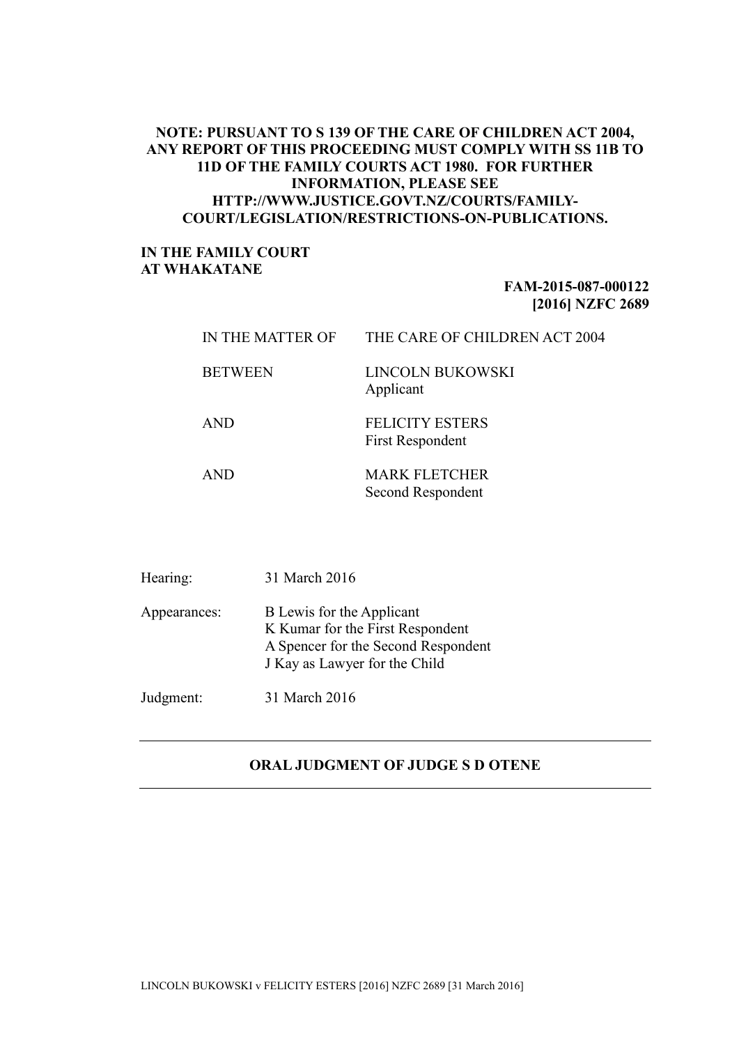**NOTE: PURSUANT TO S 139 OF THE CARE OF CHILDREN ACT 2004, ANY REPORT OF THIS PROCEEDING MUST COMPLY WITH SS 11B TO 11D OF THE FAMILY COURTS ACT 1980. FOR FURTHER INFORMATION, PLEASE SEE HTTP://WWW.JUSTICE.GOVT.NZ/COURTS/FAMILY-COURT/LEGISLATION/RESTRICTIONS-ON-PUBLICATIONS.**

**IN THE FAMILY COURT AT WHAKATANE**

**FAM-2015-087-000122**
**[2016] NZFC 2689**

| | |
|---|---|
| IN THE MATTER OF | THE CARE OF CHILDREN ACT 2004 |
| BETWEEN | LINCOLN BUKOWSKI<br>Applicant |
| AND | FELICITY ESTERS<br>First Respondent |
| AND | MARK FLETCHER<br>Second Respondent |

Hearing: 31 March 2016

Appearances: B Lewis for the Applicant
K Kumar for the First Respondent
A Spencer for the Second Respondent
J Kay as Lawyer for the Child

Judgment: 31 March 2016

---

**ORAL JUDGMENT OF JUDGE S D OTENE**

---

LINCOLN BUKOWSKI v FELICITY ESTERS [2016] NZFC 2689 [31 March 2016]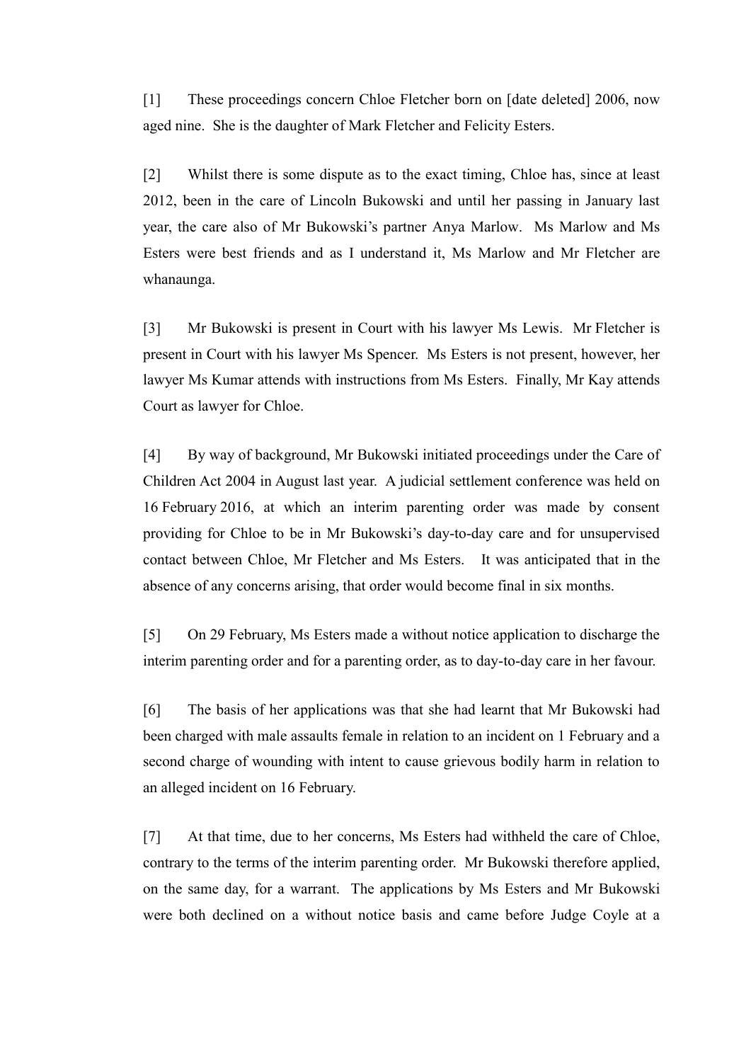[1] These proceedings concern Chloe Fletcher born on [date deleted] 2006, now aged nine. She is the daughter of Mark Fletcher and Felicity Esters.

[2] Whilst there is some dispute as to the exact timing, Chloe has, since at least 2012, been in the care of Lincoln Bukowski and until her passing in January last year, the care also of Mr Bukowski's partner Anya Marlow. Ms Marlow and Ms Esters were best friends and as I understand it, Ms Marlow and Mr Fletcher are whanaunga.

[3] Mr Bukowski is present in Court with his lawyer Ms Lewis. Mr Fletcher is present in Court with his lawyer Ms Spencer. Ms Esters is not present, however, her lawyer Ms Kumar attends with instructions from Ms Esters. Finally, Mr Kay attends Court as lawyer for Chloe.

[4] By way of background, Mr Bukowski initiated proceedings under the Care of Children Act 2004 in August last year. A judicial settlement conference was held on 16 February 2016, at which an interim parenting order was made by consent providing for Chloe to be in Mr Bukowski's day-to-day care and for unsupervised contact between Chloe, Mr Fletcher and Ms Esters. It was anticipated that in the absence of any concerns arising, that order would become final in six months.

[5] On 29 February, Ms Esters made a without notice application to discharge the interim parenting order and for a parenting order, as to day-to-day care in her favour.

[6] The basis of her applications was that she had learnt that Mr Bukowski had been charged with male assaults female in relation to an incident on 1 February and a second charge of wounding with intent to cause grievous bodily harm in relation to an alleged incident on 16 February.

[7] At that time, due to her concerns, Ms Esters had withheld the care of Chloe, contrary to the terms of the interim parenting order. Mr Bukowski therefore applied, on the same day, for a warrant. The applications by Ms Esters and Mr Bukowski were both declined on a without notice basis and came before Judge Coyle at a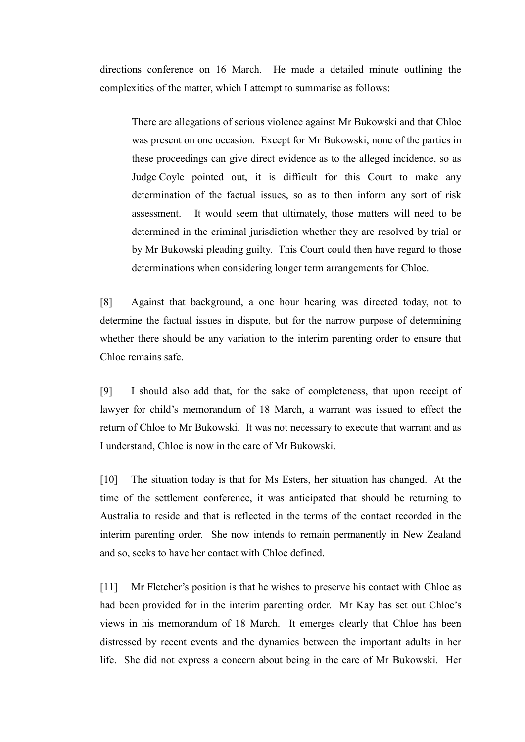directions conference on 16 March. He made a detailed minute outlining the complexities of the matter, which I attempt to summarise as follows:

> There are allegations of serious violence against Mr Bukowski and that Chloe was present on one occasion. Except for Mr Bukowski, none of the parties in these proceedings can give direct evidence as to the alleged incidence, so as Judge Coyle pointed out, it is difficult for this Court to make any determination of the factual issues, so as to then inform any sort of risk assessment. It would seem that ultimately, those matters will need to be determined in the criminal jurisdiction whether they are resolved by trial or by Mr Bukowski pleading guilty. This Court could then have regard to those determinations when considering longer term arrangements for Chloe.

[8] Against that background, a one hour hearing was directed today, not to determine the factual issues in dispute, but for the narrow purpose of determining whether there should be any variation to the interim parenting order to ensure that Chloe remains safe.

[9] I should also add that, for the sake of completeness, that upon receipt of lawyer for child's memorandum of 18 March, a warrant was issued to effect the return of Chloe to Mr Bukowski. It was not necessary to execute that warrant and as I understand, Chloe is now in the care of Mr Bukowski.

[10] The situation today is that for Ms Esters, her situation has changed. At the time of the settlement conference, it was anticipated that should be returning to Australia to reside and that is reflected in the terms of the contact recorded in the interim parenting order. She now intends to remain permanently in New Zealand and so, seeks to have her contact with Chloe defined.

[11] Mr Fletcher's position is that he wishes to preserve his contact with Chloe as had been provided for in the interim parenting order. Mr Kay has set out Chloe's views in his memorandum of 18 March. It emerges clearly that Chloe has been distressed by recent events and the dynamics between the important adults in her life. She did not express a concern about being in the care of Mr Bukowski. Her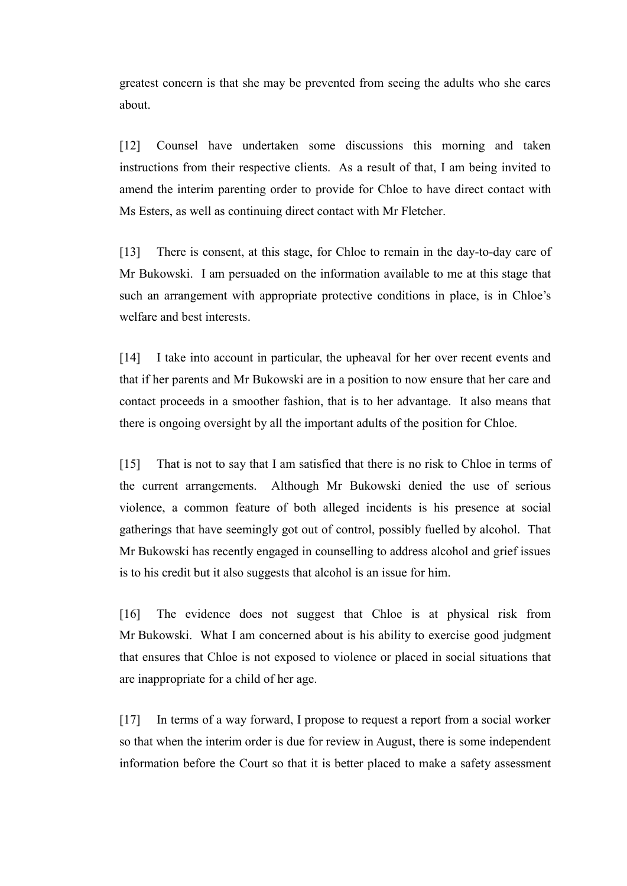greatest concern is that she may be prevented from seeing the adults who she cares about.

[12] Counsel have undertaken some discussions this morning and taken instructions from their respective clients. As a result of that, I am being invited to amend the interim parenting order to provide for Chloe to have direct contact with Ms Esters, as well as continuing direct contact with Mr Fletcher.

[13] There is consent, at this stage, for Chloe to remain in the day-to-day care of Mr Bukowski. I am persuaded on the information available to me at this stage that such an arrangement with appropriate protective conditions in place, is in Chloe's welfare and best interests.

[14] I take into account in particular, the upheaval for her over recent events and that if her parents and Mr Bukowski are in a position to now ensure that her care and contact proceeds in a smoother fashion, that is to her advantage. It also means that there is ongoing oversight by all the important adults of the position for Chloe.

[15] That is not to say that I am satisfied that there is no risk to Chloe in terms of the current arrangements. Although Mr Bukowski denied the use of serious violence, a common feature of both alleged incidents is his presence at social gatherings that have seemingly got out of control, possibly fuelled by alcohol. That Mr Bukowski has recently engaged in counselling to address alcohol and grief issues is to his credit but it also suggests that alcohol is an issue for him.

[16] The evidence does not suggest that Chloe is at physical risk from Mr Bukowski. What I am concerned about is his ability to exercise good judgment that ensures that Chloe is not exposed to violence or placed in social situations that are inappropriate for a child of her age.

[17] In terms of a way forward, I propose to request a report from a social worker so that when the interim order is due for review in August, there is some independent information before the Court so that it is better placed to make a safety assessment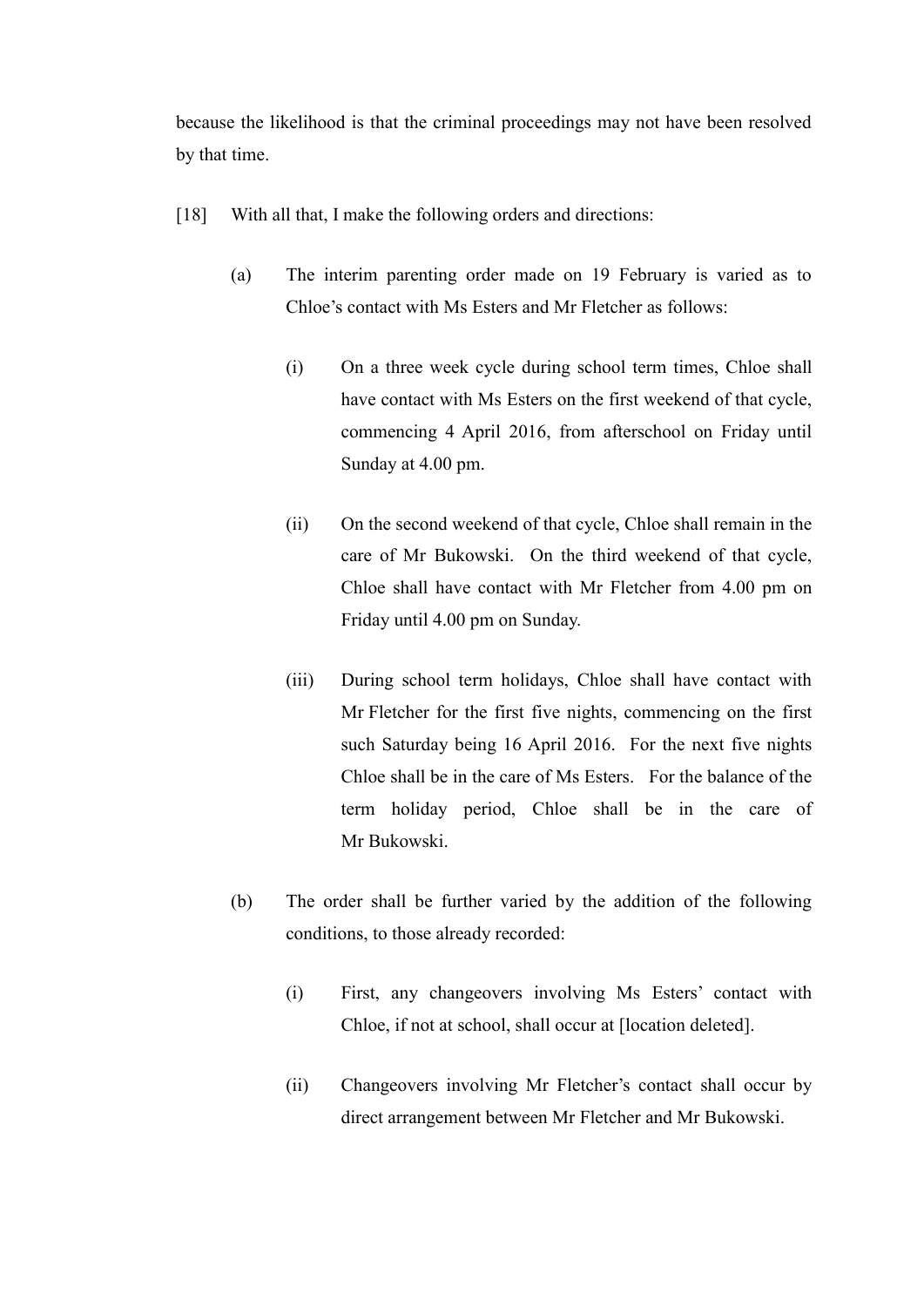because the likelihood is that the criminal proceedings may not have been resolved by that time.

[18] With all that, I make the following orders and directions:

(a) The interim parenting order made on 19 February is varied as to Chloe's contact with Ms Esters and Mr Fletcher as follows:

(i) On a three week cycle during school term times, Chloe shall have contact with Ms Esters on the first weekend of that cycle, commencing 4 April 2016, from afterschool on Friday until Sunday at 4.00 pm.

(ii) On the second weekend of that cycle, Chloe shall remain in the care of Mr Bukowski. On the third weekend of that cycle, Chloe shall have contact with Mr Fletcher from 4.00 pm on Friday until 4.00 pm on Sunday.

(iii) During school term holidays, Chloe shall have contact with Mr Fletcher for the first five nights, commencing on the first such Saturday being 16 April 2016. For the next five nights Chloe shall be in the care of Ms Esters. For the balance of the term holiday period, Chloe shall be in the care of Mr Bukowski.

(b) The order shall be further varied by the addition of the following conditions, to those already recorded:

(i) First, any changeovers involving Ms Esters' contact with Chloe, if not at school, shall occur at [location deleted].

(ii) Changeovers involving Mr Fletcher's contact shall occur by direct arrangement between Mr Fletcher and Mr Bukowski.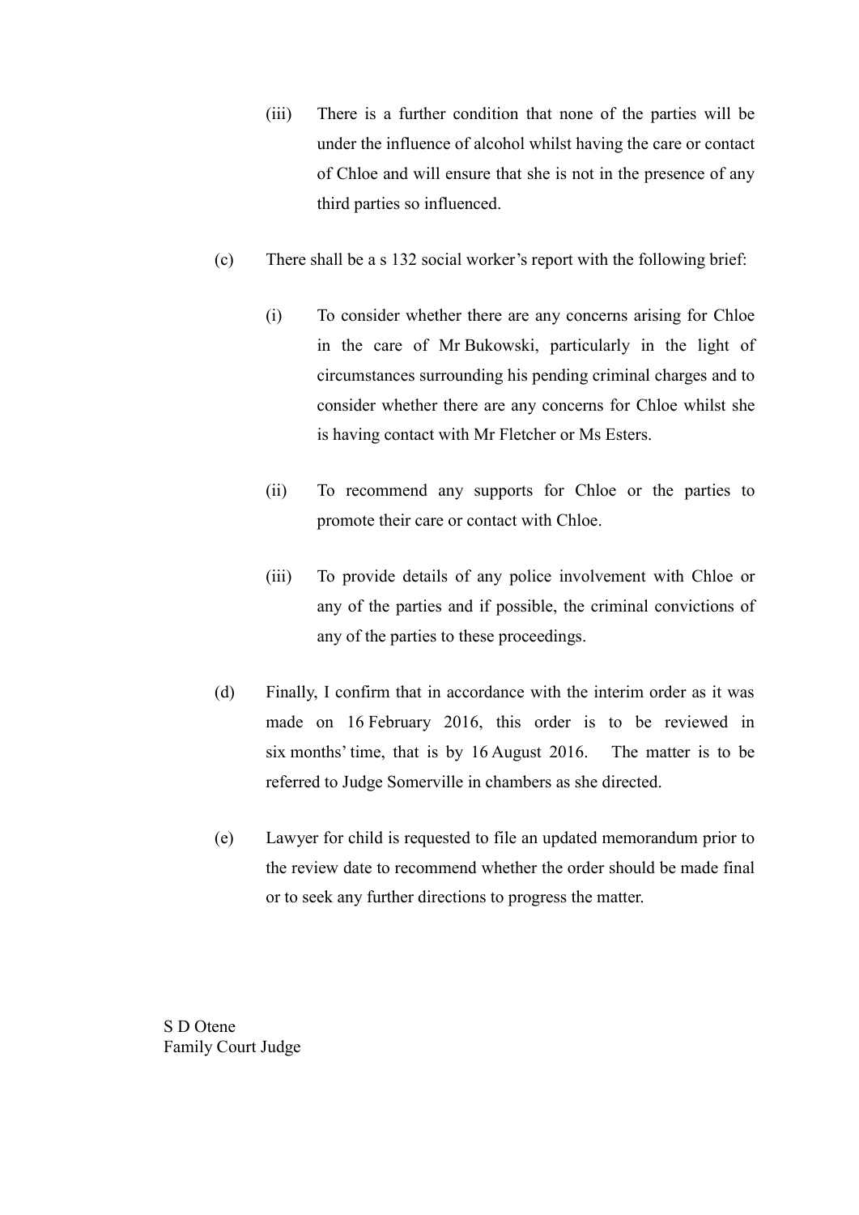(iii) There is a further condition that none of the parties will be under the influence of alcohol whilst having the care or contact of Chloe and will ensure that she is not in the presence of any third parties so influenced.

(c) There shall be a s 132 social worker's report with the following brief:

(i) To consider whether there are any concerns arising for Chloe in the care of Mr Bukowski, particularly in the light of circumstances surrounding his pending criminal charges and to consider whether there are any concerns for Chloe whilst she is having contact with Mr Fletcher or Ms Esters.

(ii) To recommend any supports for Chloe or the parties to promote their care or contact with Chloe.

(iii) To provide details of any police involvement with Chloe or any of the parties and if possible, the criminal convictions of any of the parties to these proceedings.

(d) Finally, I confirm that in accordance with the interim order as it was made on 16 February 2016, this order is to be reviewed in six months' time, that is by 16 August 2016. The matter is to be referred to Judge Somerville in chambers as she directed.

(e) Lawyer for child is requested to file an updated memorandum prior to the review date to recommend whether the order should be made final or to seek any further directions to progress the matter.

S D Otene
Family Court Judge